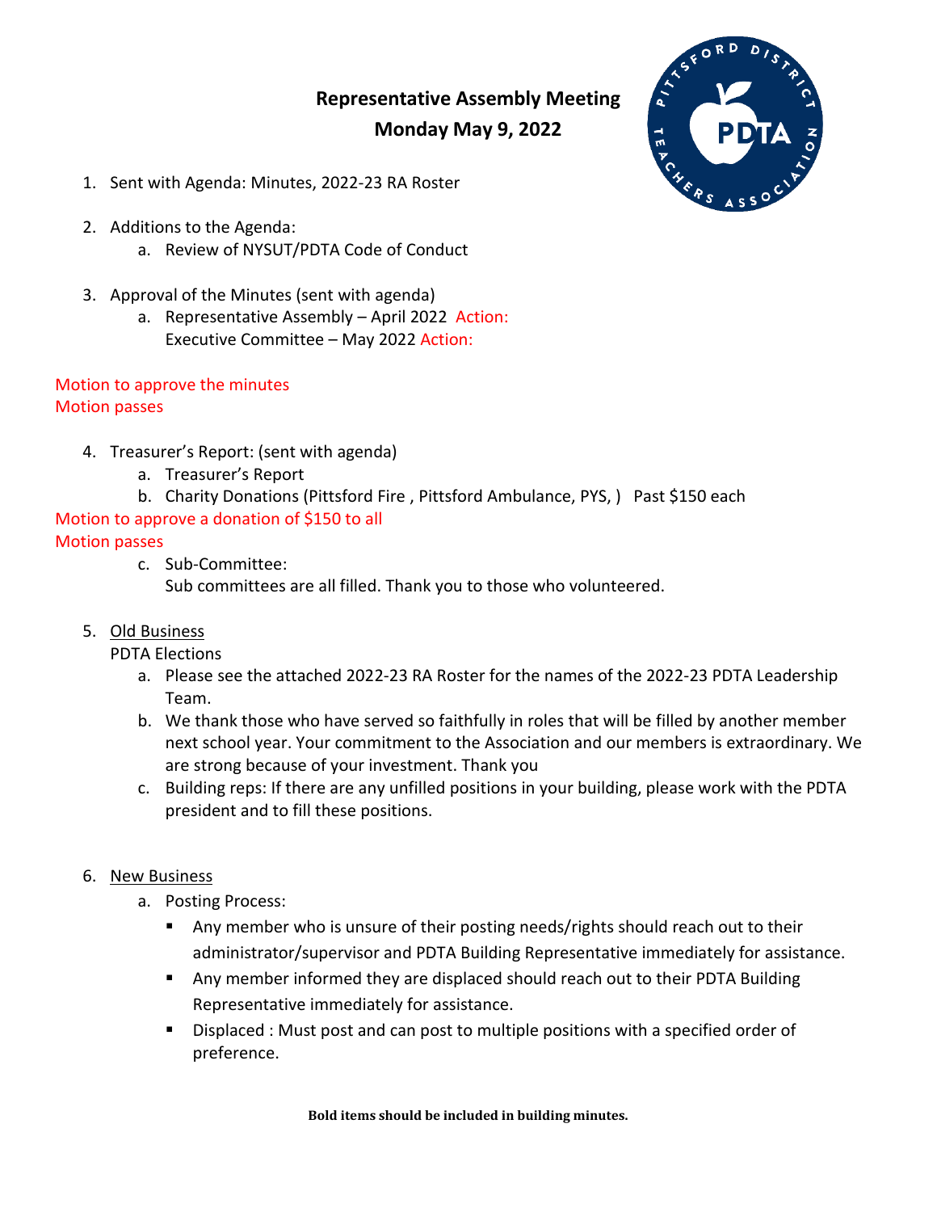# Representative Assembly Meeting
## Monday May 9, 2022

1. Sent with Agenda: Minutes, 2022-23 RA Roster

2. Additions to the Agenda:
   a. Review of NYSUT/PDTA Code of Conduct

3. Approval of the Minutes (sent with agenda)
   a. Representative Assembly – April 2022 Action:
      Executive Committee – May 2022 Action:

Motion to approve the minutes
Motion passes

4. Treasurer's Report: (sent with agenda)
   a. Treasurer's Report
   b. Charity Donations (Pittsford Fire , Pittsford Ambulance, PYS, ) Past $150 each

Motion to approve a donation of $150 to all
Motion passes

   c. Sub-Committee:
      Sub committees are all filled. Thank you to those who volunteered.

5. Old Business
   PDTA Elections
   a. Please see the attached 2022-23 RA Roster for the names of the 2022-23 PDTA Leadership Team.
   b. We thank those who have served so faithfully in roles that will be filled by another member next school year. Your commitment to the Association and our members is extraordinary. We are strong because of your investment. Thank you
   c. Building reps: If there are any unfilled positions in your building, please work with the PDTA president and to fill these positions.

6. New Business
   a. Posting Process:
      - Any member who is unsure of their posting needs/rights should reach out to their administrator/supervisor and PDTA Building Representative immediately for assistance.
      - Any member informed they are displaced should reach out to their PDTA Building Representative immediately for assistance.
      - Displaced : Must post and can post to multiple positions with a specified order of preference.

**Bold items should be included in building minutes.**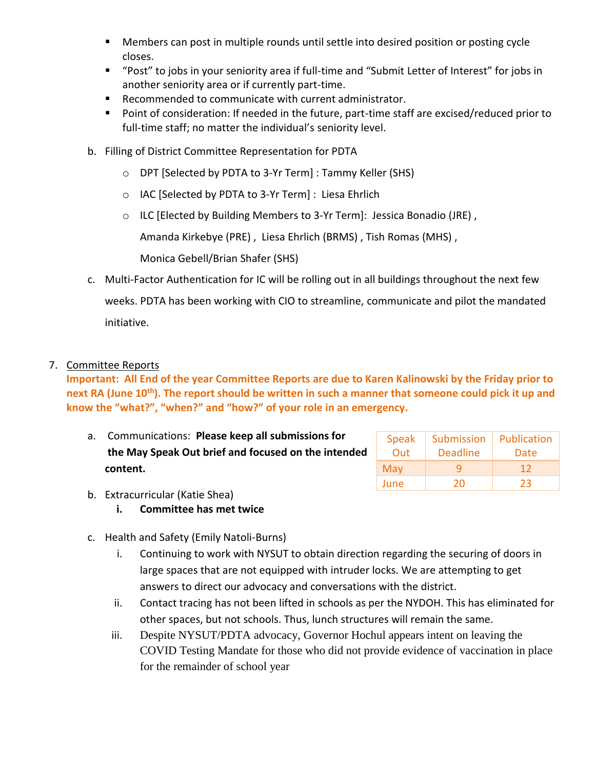- Members can post in multiple rounds until settle into desired position or posting cycle closes.
- "Post" to jobs in your seniority area if full-time and "Submit Letter of Interest" for jobs in another seniority area or if currently part-time.
- Recommended to communicate with current administrator.
- Point of consideration: If needed in the future, part-time staff are excised/reduced prior to full-time staff; no matter the individual's seniority level.

b. Filling of District Committee Representation for PDTA

- DPT [Selected by PDTA to 3-Yr Term] : Tammy Keller (SHS)
- IAC [Selected by PDTA to 3-Yr Term] : Liesa Ehrlich
- ILC [Elected by Building Members to 3-Yr Term]: Jessica Bonadio (JRE) , Amanda Kirkebye (PRE) , Liesa Ehrlich (BRMS) , Tish Romas (MHS) , Monica Gebell/Brian Shafer (SHS)

c. Multi-Factor Authentication for IC will be rolling out in all buildings throughout the next few weeks. PDTA has been working with CIO to streamline, communicate and pilot the mandated initiative.

7. <u>Committee Reports</u>

**Important: All End of the year Committee Reports are due to Karen Kalinowski by the Friday prior to next RA (June 10th). The report should be written in such a manner that someone could pick it up and know the "what?", "when?" and "how?" of your role in an emergency.**

a. Communications: **Please keep all submissions for the May Speak Out brief and focused on the intended content.**

| Speak Out | Submission Deadline | Publication Date |
|---|---|---|
| May | 9 | 12 |
| June | 20 | 23 |

b. Extracurricular (Katie Shea)

   i. **Committee has met twice**

c. Health and Safety (Emily Natoli-Burns)

   i. Continuing to work with NYSUT to obtain direction regarding the securing of doors in large spaces that are not equipped with intruder locks. We are attempting to get answers to direct our advocacy and conversations with the district.

   ii. Contact tracing has not been lifted in schools as per the NYDOH. This has eliminated for other spaces, but not schools. Thus, lunch structures will remain the same.

   iii. Despite NYSUT/PDTA advocacy, Governor Hochul appears intent on leaving the COVID Testing Mandate for those who did not provide evidence of vaccination in place for the remainder of school year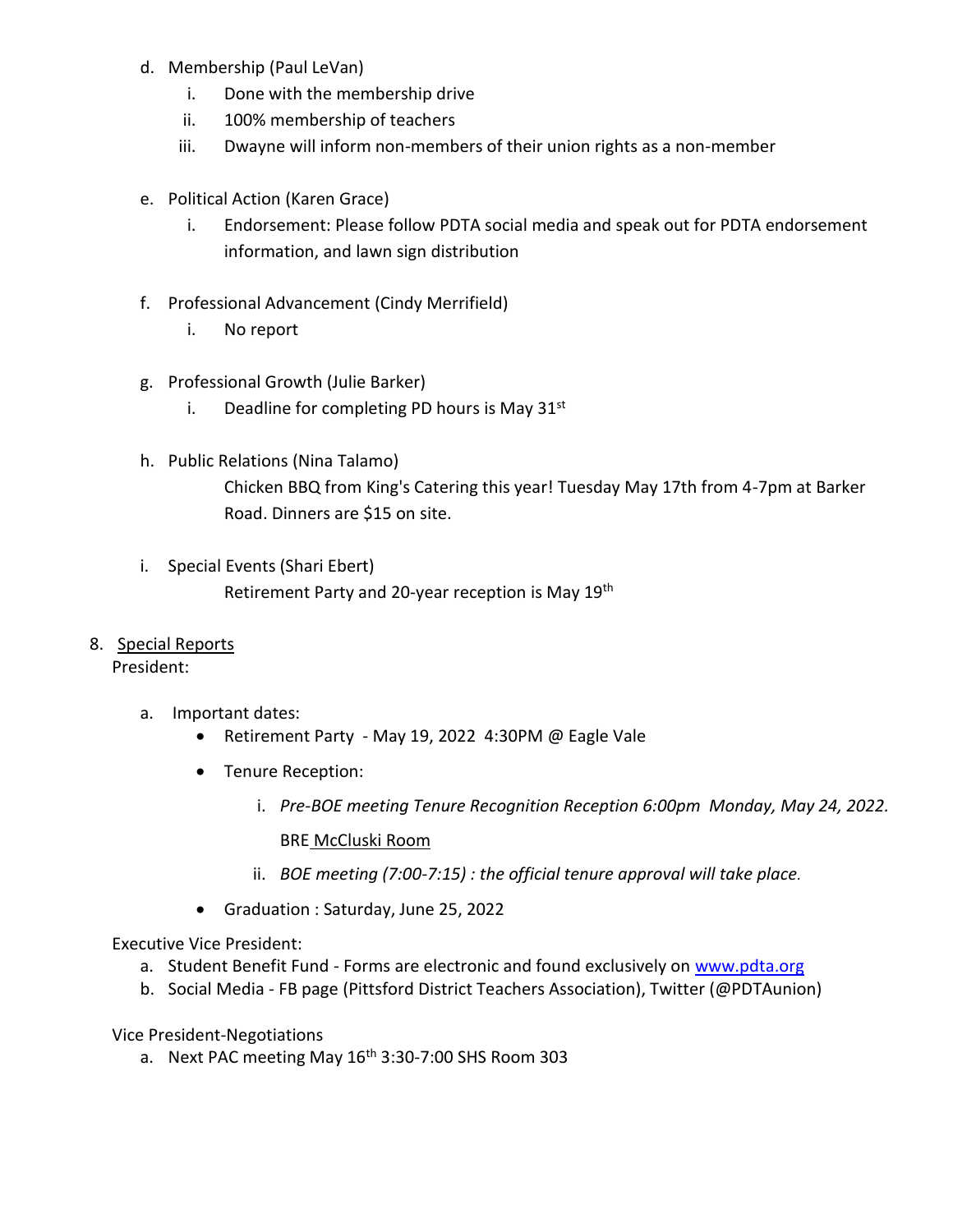d. Membership (Paul LeVan)
   i. Done with the membership drive
   ii. 100% membership of teachers
   iii. Dwayne will inform non-members of their union rights as a non-member

e. Political Action (Karen Grace)
   i. Endorsement: Please follow PDTA social media and speak out for PDTA endorsement information, and lawn sign distribution

f. Professional Advancement (Cindy Merrifield)
   i. No report

g. Professional Growth (Julie Barker)
   i. Deadline for completing PD hours is May 31st

h. Public Relations (Nina Talamo)

   Chicken BBQ from King's Catering this year! Tuesday May 17th from 4-7pm at Barker Road. Dinners are $15 on site.

i. Special Events (Shari Ebert)

   Retirement Party and 20-year reception is May 19th

8. <u>Special Reports</u>

   President:

   a. Important dates:
      - Retirement Party - May 19, 2022 4:30PM @ Eagle Vale
      - Tenure Reception:
         i. *Pre-BOE meeting Tenure Recognition Reception 6:00pm Monday, May 24, 2022.*

            BRE <u>McCluski Room</u>
         ii. *BOE meeting (7:00-7:15) : the official tenure approval will take place.*
      - Graduation : Saturday, June 25, 2022

   Executive Vice President:

   a. Student Benefit Fund - Forms are electronic and found exclusively on [www.pdta.org](http://www.pdta.org)
   b. Social Media - FB page (Pittsford District Teachers Association), Twitter (@PDTAunion)

   Vice President-Negotiations

   a. Next PAC meeting May 16th 3:30-7:00 SHS Room 303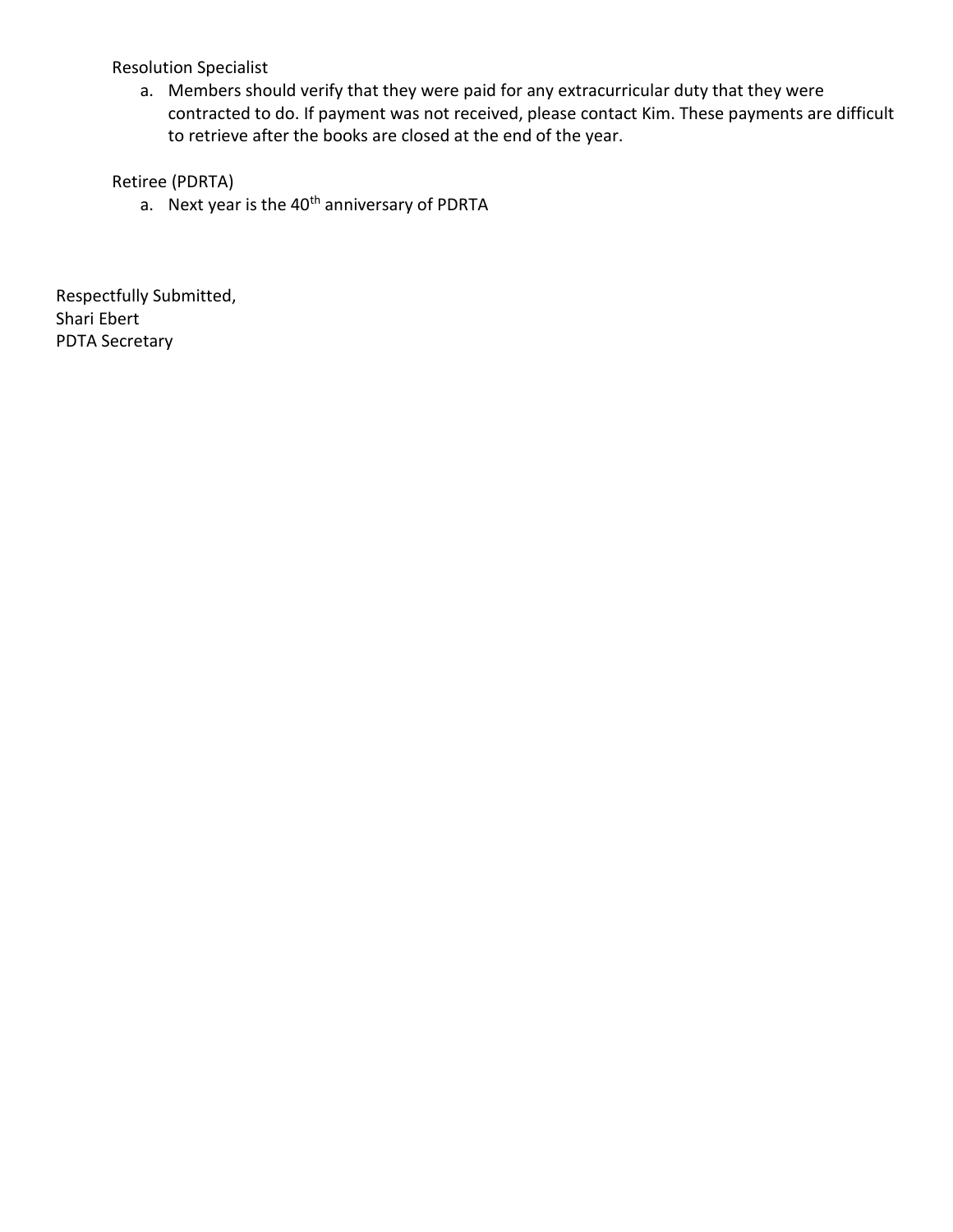Resolution Specialist

a. Members should verify that they were paid for any extracurricular duty that they were contracted to do. If payment was not received, please contact Kim. These payments are difficult to retrieve after the books are closed at the end of the year.

Retiree (PDRTA)

a. Next year is the 40th anniversary of PDRTA

Respectfully Submitted,
Shari Ebert
PDTA Secretary